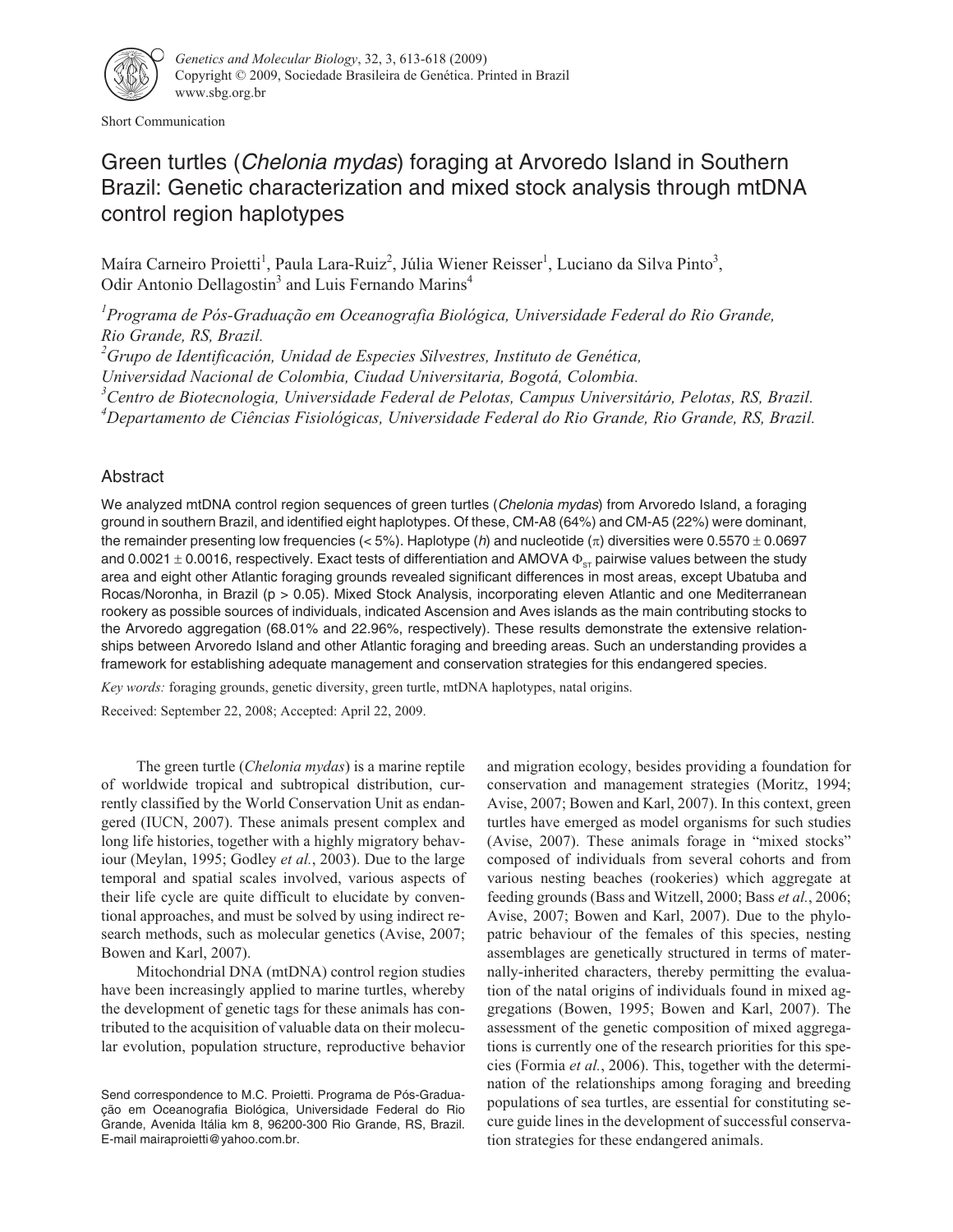Short Communication

# Green turtles (*Chelonia mydas*) foraging at Arvoredo Island in Southern Brazil: Genetic characterization and mixed stock analysis through mtDNA control region haplotypes

Maíra Carneiro Proietti[1], Paula Lara-Ruiz[2], Júlia Wiener Reisser[1], Luciano da Silva Pinto[3], Odir Antonio Dellagostin[3] and Luis Fernando Marins[4]

[1]*Programa de Pós-Graduação em Oceanografia Biológica, Universidade Federal do Rio Grande, Rio Grande, RS, Brazil.*

[2]*Grupo de Identificación, Unidad de Especies Silvestres, Instituto de Genética, Universidad Nacional de Colombia, Ciudad Universitaria, Bogotá, Colombia.*

[3]*Centro de Biotecnologia, Universidade Federal de Pelotas, Campus Universitário, Pelotas, RS, Brazil.*

[4]*Departamento de Ciências Fisiológicas, Universidade Federal do Rio Grande, Rio Grande, RS, Brazil.*

## Abstract

We analyzed mtDNA control region sequences of green turtles (*Chelonia mydas*) from Arvoredo Island, a foraging ground in southern Brazil, and identified eight haplotypes. Of these, CM-A8 (64%) and CM-A5 (22%) were dominant, the remainder presenting low frequencies (< 5%). Haplotype ($h$) and nucleotide ($\pi$) diversities were $0.5570 \pm 0.0697$ and $0.0021 \pm 0.0016$, respectively. Exact tests of differentiation and AMOVA $\Phi_{ST}$ pairwise values between the study area and eight other Atlantic foraging grounds revealed significant differences in most areas, except Ubatuba and Rocas/Noronha, in Brazil ($p > 0.05$). Mixed Stock Analysis, incorporating eleven Atlantic and one Mediterranean rookery as possible sources of individuals, indicated Ascension and Aves islands as the main contributing stocks to the Arvoredo aggregation (68.01% and 22.96%, respectively). These results demonstrate the extensive relationships between Arvoredo Island and other Atlantic foraging and breeding areas. Such an understanding provides a framework for establishing adequate management and conservation strategies for this endangered species.

*Key words:* foraging grounds, genetic diversity, green turtle, mtDNA haplotypes, natal origins.

Received: September 22, 2008; Accepted: April 22, 2009.

The green turtle (*Chelonia mydas*) is a marine reptile of worldwide tropical and subtropical distribution, currently classified by the World Conservation Unit as endangered (IUCN, 2007). These animals present complex and long life histories, together with a highly migratory behaviour (Meylan, 1995; Godley *et al.*, 2003). Due to the large temporal and spatial scales involved, various aspects of their life cycle are quite difficult to elucidate by conventional approaches, and must be solved by using indirect research methods, such as molecular genetics (Avise, 2007; Bowen and Karl, 2007).

Mitochondrial DNA (mtDNA) control region studies have been increasingly applied to marine turtles, whereby the development of genetic tags for these animals has contributed to the acquisition of valuable data on their molecular evolution, population structure, reproductive behavior and migration ecology, besides providing a foundation for conservation and management strategies (Moritz, 1994; Avise, 2007; Bowen and Karl, 2007). In this context, green turtles have emerged as model organisms for such studies (Avise, 2007). These animals forage in "mixed stocks" composed of individuals from several cohorts and from various nesting beaches (rookeries) which aggregate at feeding grounds (Bass and Witzell, 2000; Bass *et al.*, 2006; Avise, 2007; Bowen and Karl, 2007). Due to the phylopatric behaviour of the females of this species, nesting assemblages are genetically structured in terms of maternally-inherited characters, thereby permitting the evaluation of the natal origins of individuals found in mixed aggregations (Bowen, 1995; Bowen and Karl, 2007). The assessment of the genetic composition of mixed aggregations is currently one of the research priorities for this species (Formia *et al.*, 2006). This, together with the determination of the relationships among foraging and breeding populations of sea turtles, are essential for constituting secure guide lines in the development of successful conservation strategies for these endangered animals.

Send correspondence to M.C. Proietti. Programa de Pós-Graduação em Oceanografia Biológica, Universidade Federal do Rio Grande, Avenida Itália km 8, 96200-300 Rio Grande, RS, Brazil. E-mail mairaproietti@yahoo.com.br.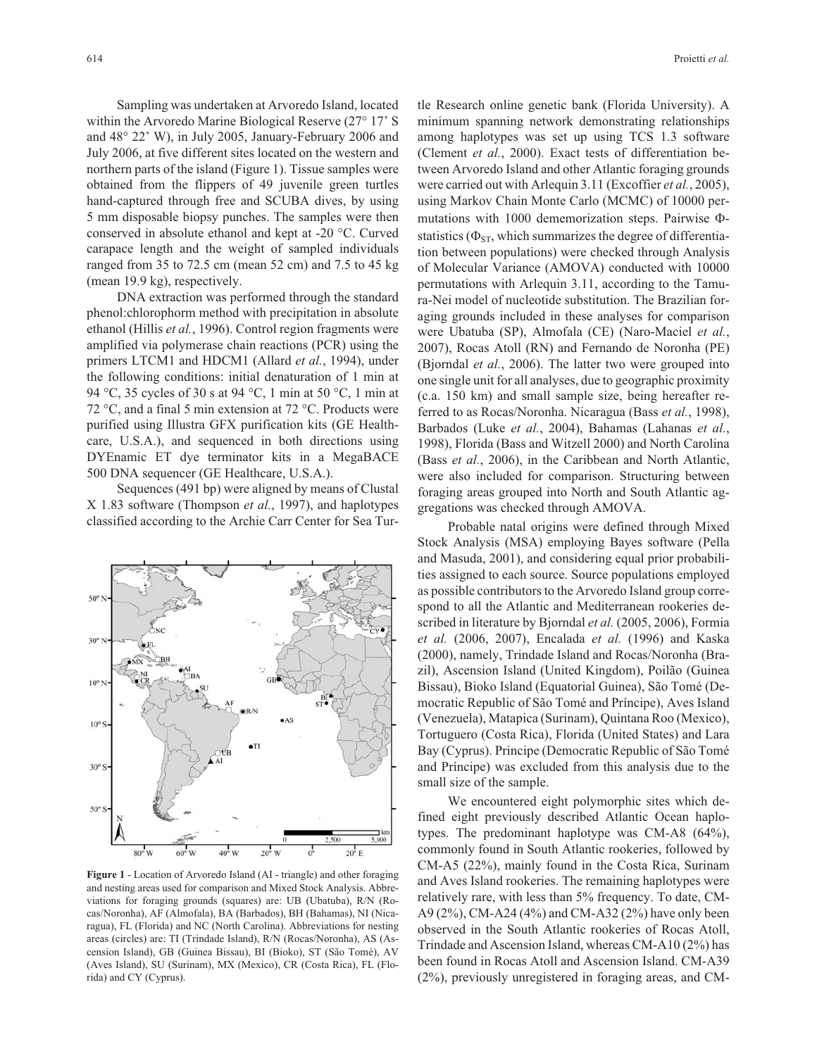Sampling was undertaken at Arvoredo Island, located within the Arvoredo Marine Biological Reserve (27° 17' S and 48° 22' W), in July 2005, January-February 2006 and July 2006, at five different sites located on the western and northern parts of the island (Figure 1). Tissue samples were obtained from the flippers of 49 juvenile green turtles hand-captured through free and SCUBA dives, by using 5 mm disposable biopsy punches. The samples were then conserved in absolute ethanol and kept at -20 °C. Curved carapace length and the weight of sampled individuals ranged from 35 to 72.5 cm (mean 52 cm) and 7.5 to 45 kg (mean 19.9 kg), respectively.

DNA extraction was performed through the standard phenol:chlorophorm method with precipitation in absolute ethanol (Hillis *et al.*, 1996). Control region fragments were amplified via polymerase chain reactions (PCR) using the primers LTCM1 and HDCM1 (Allard *et al.*, 1994), under the following conditions: initial denaturation of 1 min at 94 °C, 35 cycles of 30 s at 94 °C, 1 min at 50 °C, 1 min at 72 °C, and a final 5 min extension at 72 °C. Products were purified using Illustra GFX purification kits (GE Healthcare, U.S.A.), and sequenced in both directions using DYEnamic ET dye terminator kits in a MegaBACE 500 DNA sequencer (GE Healthcare, U.S.A.).

Sequences (491 bp) were aligned by means of Clustal X 1.83 software (Thompson *et al.*, 1997), and haplotypes classified according to the Archie Carr Center for Sea Turtle Research online genetic bank (Florida University). A minimum spanning network demonstrating relationships among haplotypes was set up using TCS 1.3 software (Clement *et al.*, 2000). Exact tests of differentiation between Arvoredo Island and other Atlantic foraging grounds were carried out with Arlequin 3.11 (Excoffier *et al.*, 2005), using Markov Chain Monte Carlo (MCMC) of 10000 permutations with 1000 dememorization steps. Pairwise Φ-statistics ($\Phi_{ST}$, which summarizes the degree of differentiation between populations) were checked through Analysis of Molecular Variance (AMOVA) conducted with 10000 permutations with Arlequin 3.11, according to the Tamura-Nei model of nucleotide substitution. The Brazilian foraging grounds included in these analyses for comparison were Ubatuba (SP), Almofala (CE) (Naro-Maciel *et al.*, 2007), Rocas Atoll (RN) and Fernando de Noronha (PE) (Bjorndal *et al.*, 2006). The latter two were grouped into one single unit for all analyses, due to geographic proximity (c.a. 150 km) and small sample size, being hereafter referred to as Rocas/Noronha. Nicaragua (Bass *et al.*, 1998), Barbados (Luke *et al.*, 2004), Bahamas (Lahanas *et al.*, 1998), Florida (Bass and Witzell 2000) and North Carolina (Bass *et al.*, 2006), in the Caribbean and North Atlantic, were also included for comparison. Structuring between foraging areas grouped into North and South Atlantic aggregations was checked through AMOVA.

**Figure 1** - Location of Arvoredo Island (AI - triangle) and other foraging and nesting areas used for comparison and Mixed Stock Analysis. Abbreviations for foraging grounds (squares) are: UB (Ubatuba), R/N (Rocas/Noronha), AF (Almofala), BA (Barbados), BH (Bahamas), NI (Nicaragua), FL (Florida) and NC (North Carolina). Abbreviations for nesting areas (circles) are: TI (Trindade Island), R/N (Rocas/Noronha), AS (Ascension Island), GB (Guinea Bissau), BI (Bioko), ST (São Tomé), AV (Aves Island), SU (Surinam), MX (Mexico), CR (Costa Rica), FL (Florida) and CY (Cyprus).

Probable natal origins were defined through Mixed Stock Analysis (MSA) employing Bayes software (Pella and Masuda, 2001), and considering equal prior probabilities assigned to each source. Source populations employed as possible contributors to the Arvoredo Island group correspond to all the Atlantic and Mediterranean rookeries described in literature by Bjorndal *et al.* (2005, 2006), Formia *et al.* (2006, 2007), Encalada *et al.* (1996) and Kaska (2000), namely, Trindade Island and Rocas/Noronha (Brazil), Ascension Island (United Kingdom), Poilão (Guinea Bissau), Bioko Island (Equatorial Guinea), São Tomé (Democratic Republic of São Tomé and Príncipe), Aves Island (Venezuela), Matapica (Surinam), Quintana Roo (Mexico), Tortuguero (Costa Rica), Florida (United States) and Lara Bay (Cyprus). Principe (Democratic Republic of São Tomé and Príncipe) was excluded from this analysis due to the small size of the sample.

We encountered eight polymorphic sites which defined eight previously described Atlantic Ocean haplotypes. The predominant haplotype was CM-A8 (64%), commonly found in South Atlantic rookeries, followed by CM-A5 (22%), mainly found in the Costa Rica, Surinam and Aves Island rookeries. The remaining haplotypes were relatively rare, with less than 5% frequency. To date, CM-A9 (2%), CM-A24 (4%) and CM-A32 (2%) have only been observed in the South Atlantic rookeries of Rocas Atoll, Trindade and Ascension Island, whereas CM-A10 (2%) has been found in Rocas Atoll and Ascension Island. CM-A39 (2%), previously unregistered in foraging areas, and CM-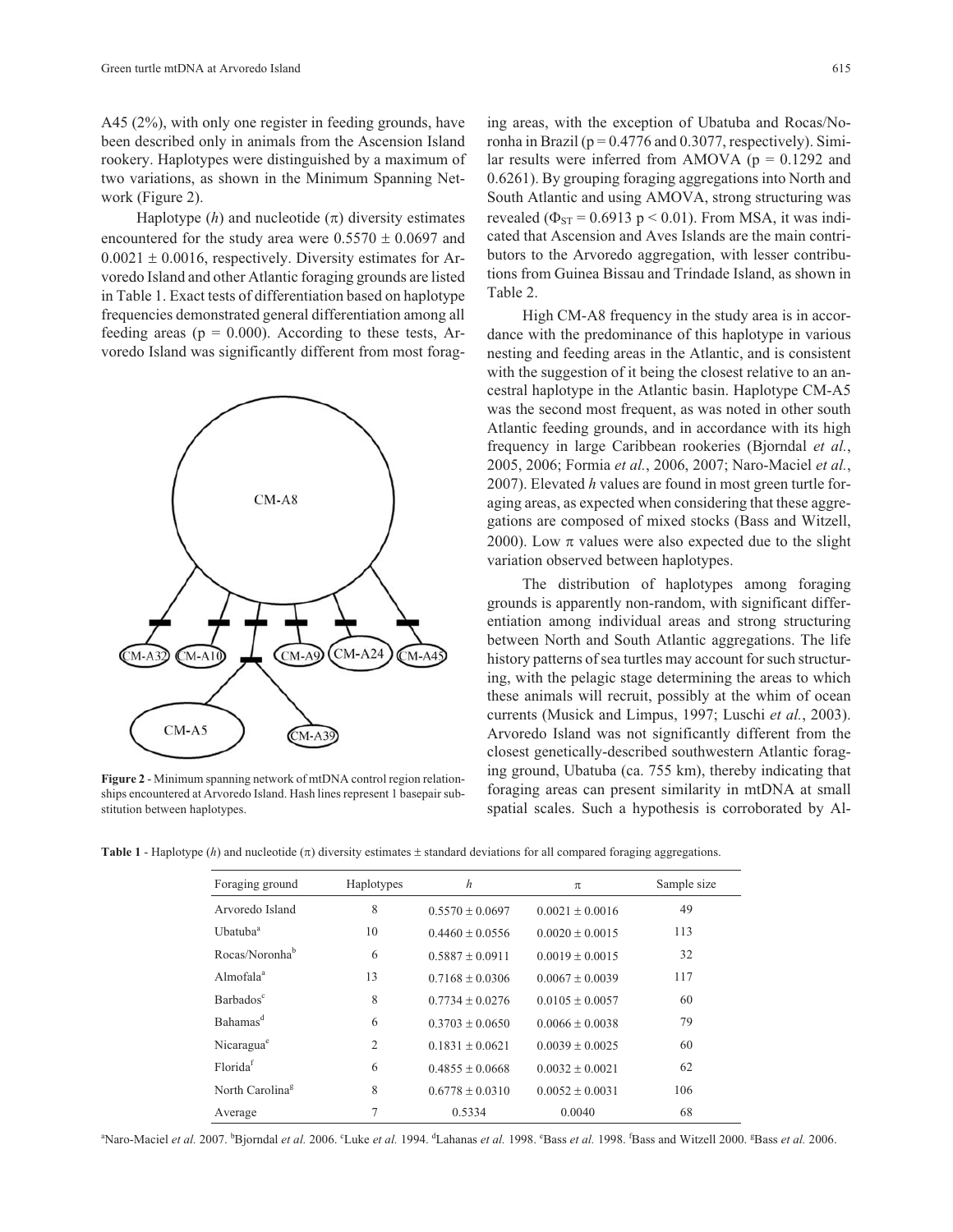A45 (2%), with only one register in feeding grounds, have been described only in animals from the Ascension Island rookery. Haplotypes were distinguished by a maximum of two variations, as shown in the Minimum Spanning Network (Figure 2).

Haplotype (*h*) and nucleotide ($\pi$) diversity estimates encountered for the study area were $0.5570 \pm 0.0697$ and $0.0021 \pm 0.0016$, respectively. Diversity estimates for Arvoredo Island and other Atlantic foraging grounds are listed in Table 1. Exact tests of differentiation based on haplotype frequencies demonstrated general differentiation among all feeding areas ($p = 0.000$). According to these tests, Arvoredo Island was significantly different from most foraging areas, with the exception of Ubatuba and Rocas/Noronha in Brazil ($p = 0.4776$ and $0.3077$, respectively). Similar results were inferred from AMOVA ($p = 0.1292$ and $0.6261$). By grouping foraging aggregations into North and South Atlantic and using AMOVA, strong structuring was revealed ($\Phi_{ST} = 0.6913$ $p < 0.01$). From MSA, it was indicated that Ascension and Aves Islands are the main contributors to the Arvoredo aggregation, with lesser contributions from Guinea Bissau and Trindade Island, as shown in Table 2.

**Figure 2** - Minimum spanning network of mtDNA control region relationships encountered at Arvoredo Island. Hash lines represent 1 basepair substitution between haplotypes.

High CM-A8 frequency in the study area is in accordance with the predominance of this haplotype in various nesting and feeding areas in the Atlantic, and is consistent with the suggestion of it being the closest relative to an ancestral haplotype in the Atlantic basin. Haplotype CM-A5 was the second most frequent, as was noted in other south Atlantic feeding grounds, and in accordance with its high frequency in large Caribbean rookeries (Bjorndal *et al.*, 2005, 2006; Formia *et al.*, 2006, 2007; Naro-Maciel *et al.*, 2007). Elevated *h* values are found in most green turtle foraging areas, as expected when considering that these aggregations are composed of mixed stocks (Bass and Witzell, 2000). Low $\pi$ values were also expected due to the slight variation observed between haplotypes.

The distribution of haplotypes among foraging grounds is apparently non-random, with significant differentiation among individual areas and strong structuring between North and South Atlantic aggregations. The life history patterns of sea turtles may account for such structuring, with the pelagic stage determining the areas to which these animals will recruit, possibly at the whim of ocean currents (Musick and Limpus, 1997; Luschi *et al.*, 2003). Arvoredo Island was not significantly different from the closest genetically-described southwestern Atlantic foraging ground, Ubatuba (ca. 755 km), thereby indicating that foraging areas can present similarity in mtDNA at small spatial scales. Such a hypothesis is corroborated by Al-

**Table 1** - Haplotype (*h*) and nucleotide ($\pi$) diversity estimates ± standard deviations for all compared foraging aggregations.

| Foraging ground | Haplotypes | *h* | $\pi$ | Sample size |
|---|---|---|---|---|
| Arvoredo Island | 8 | 0.5570 ± 0.0697 | 0.0021 ± 0.0016 | 49 |
| Ubatuba[a] | 10 | 0.4460 ± 0.0556 | 0.0020 ± 0.0015 | 113 |
| Rocas/Noronha[b] | 6 | 0.5887 ± 0.0911 | 0.0019 ± 0.0015 | 32 |
| Almofala[a] | 13 | 0.7168 ± 0.0306 | 0.0067 ± 0.0039 | 117 |
| Barbados[c] | 8 | 0.7734 ± 0.0276 | 0.0105 ± 0.0057 | 60 |
| Bahamas[d] | 6 | 0.3703 ± 0.0650 | 0.0066 ± 0.0038 | 79 |
| Nicaragua[e] | 2 | 0.1831 ± 0.0621 | 0.0039 ± 0.0025 | 60 |
| Florida[f] | 6 | 0.4855 ± 0.0668 | 0.0032 ± 0.0021 | 62 |
| North Carolina[g] | 8 | 0.6778 ± 0.0310 | 0.0052 ± 0.0031 | 106 |
| Average | 7 | 0.5334 | 0.0040 | 68 |

[a]Naro-Maciel *et al.* 2007. [b]Bjorndal *et al.* 2006. [c]Luke *et al.* 1994. [d]Lahanas *et al.* 1998. [e]Bass *et al.* 1998. [f]Bass and Witzell 2000. [g]Bass *et al.* 2006.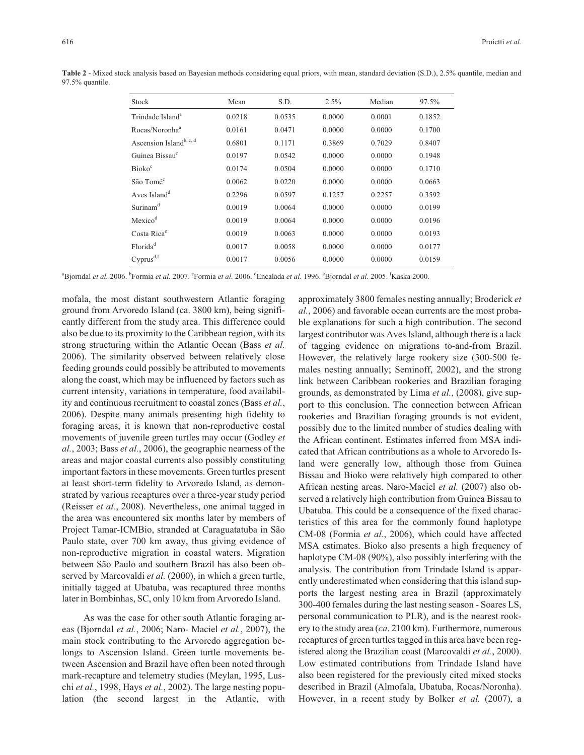**Table 2** - Mixed stock analysis based on Bayesian methods considering equal priors, with mean, standard deviation (S.D.), 2.5% quantile, median and 97.5% quantile.

| Stock | Mean | S.D. | 2.5% | Median | 97.5% |
|---|---|---|---|---|---|
| Trindade Island[a] | 0.0218 | 0.0535 | 0.0000 | 0.0001 | 0.1852 |
| Rocas/Noronha[a] | 0.0161 | 0.0471 | 0.0000 | 0.0000 | 0.1700 |
| Ascension Island[b, c, d] | 0.6801 | 0.1171 | 0.3869 | 0.7029 | 0.8407 |
| Guinea Bissau[c] | 0.0197 | 0.0542 | 0.0000 | 0.0000 | 0.1948 |
| Bioko[c] | 0.0174 | 0.0504 | 0.0000 | 0.0000 | 0.1710 |
| São Tomé[c] | 0.0062 | 0.0220 | 0.0000 | 0.0000 | 0.0663 |
| Aves Island[d] | 0.2296 | 0.0597 | 0.1257 | 0.2257 | 0.3592 |
| Surinam[d] | 0.0019 | 0.0064 | 0.0000 | 0.0000 | 0.0199 |
| Mexico[d] | 0.0019 | 0.0064 | 0.0000 | 0.0000 | 0.0196 |
| Costa Rica[e] | 0.0019 | 0.0063 | 0.0000 | 0.0000 | 0.0193 |
| Florida[d] | 0.0017 | 0.0058 | 0.0000 | 0.0000 | 0.0177 |
| Cyprus[d,f] | 0.0017 | 0.0056 | 0.0000 | 0.0000 | 0.0159 |

[a]Bjorndal *et al.* 2006. [b]Formia *et al.* 2007. [c]Formia *et al.* 2006. [d]Encalada *et al.* 1996. [e]Bjorndal *et al.* 2005. [f]Kaska 2000.

mofala, the most distant southwestern Atlantic foraging ground from Arvoredo Island (ca. 3800 km), being significantly different from the study area. This difference could also be due to its proximity to the Caribbean region, with its strong structuring within the Atlantic Ocean (Bass *et al.* 2006). The similarity observed between relatively close feeding grounds could possibly be attributed to movements along the coast, which may be influenced by factors such as current intensity, variations in temperature, food availability and continuous recruitment to coastal zones (Bass *et al.*, 2006). Despite many animals presenting high fidelity to foraging areas, it is known that non-reproductive costal movements of juvenile green turtles may occur (Godley *et al.*, 2003; Bass *et al.*, 2006), the geographic nearness of the areas and major coastal currents also possibly constituting important factors in these movements. Green turtles present at least short-term fidelity to Arvoredo Island, as demonstrated by various recaptures over a three-year study period (Reisser *et al.*, 2008). Nevertheless, one animal tagged in the area was encountered six months later by members of Project Tamar-ICMBio, stranded at Caraguatatuba in São Paulo state, over 700 km away, thus giving evidence of non-reproductive migration in coastal waters. Migration between São Paulo and southern Brazil has also been observed by Marcovaldi *et al.* (2000), in which a green turtle, initially tagged at Ubatuba, was recaptured three months later in Bombinhas, SC, only 10 km from Arvoredo Island.

As was the case for other south Atlantic foraging areas (Bjorndal *et al.*, 2006; Naro- Maciel *et al.*, 2007), the main stock contributing to the Arvoredo aggregation belongs to Ascension Island. Green turtle movements between Ascension and Brazil have often been noted through mark-recapture and telemetry studies (Meylan, 1995, Luschi *et al.*, 1998, Hays *et al.*, 2002). The large nesting population (the second largest in the Atlantic, with approximately 3800 females nesting annually; Broderick *et al.*, 2006) and favorable ocean currents are the most probable explanations for such a high contribution. The second largest contributor was Aves Island, although there is a lack of tagging evidence on migrations to-and-from Brazil. However, the relatively large rookery size (300-500 females nesting annually; Seminoff, 2002), and the strong link between Caribbean rookeries and Brazilian foraging grounds, as demonstrated by Lima *et al.*, (2008), give support to this conclusion. The connection between African rookeries and Brazilian foraging grounds is not evident, possibly due to the limited number of studies dealing with the African continent. Estimates inferred from MSA indicated that African contributions as a whole to Arvoredo Island were generally low, although those from Guinea Bissau and Bioko were relatively high compared to other African nesting areas. Naro-Maciel *et al.* (2007) also observed a relatively high contribution from Guinea Bissau to Ubatuba. This could be a consequence of the fixed characteristics of this area for the commonly found haplotype CM-08 (Formia *et al.*, 2006), which could have affected MSA estimates. Bioko also presents a high frequency of haplotype CM-08 (90%), also possibly interfering with the analysis. The contribution from Trindade Island is apparently underestimated when considering that this island supports the largest nesting area in Brazil (approximately 300-400 females during the last nesting season - Soares LS, personal communication to PLR), and is the nearest rookery to the study area (*ca*. 2100 km). Furthermore, numerous recaptures of green turtles tagged in this area have been registered along the Brazilian coast (Marcovaldi *et al.*, 2000). Low estimated contributions from Trindade Island have also been registered for the previously cited mixed stocks described in Brazil (Almofala, Ubatuba, Rocas/Noronha). However, in a recent study by Bolker *et al.* (2007), a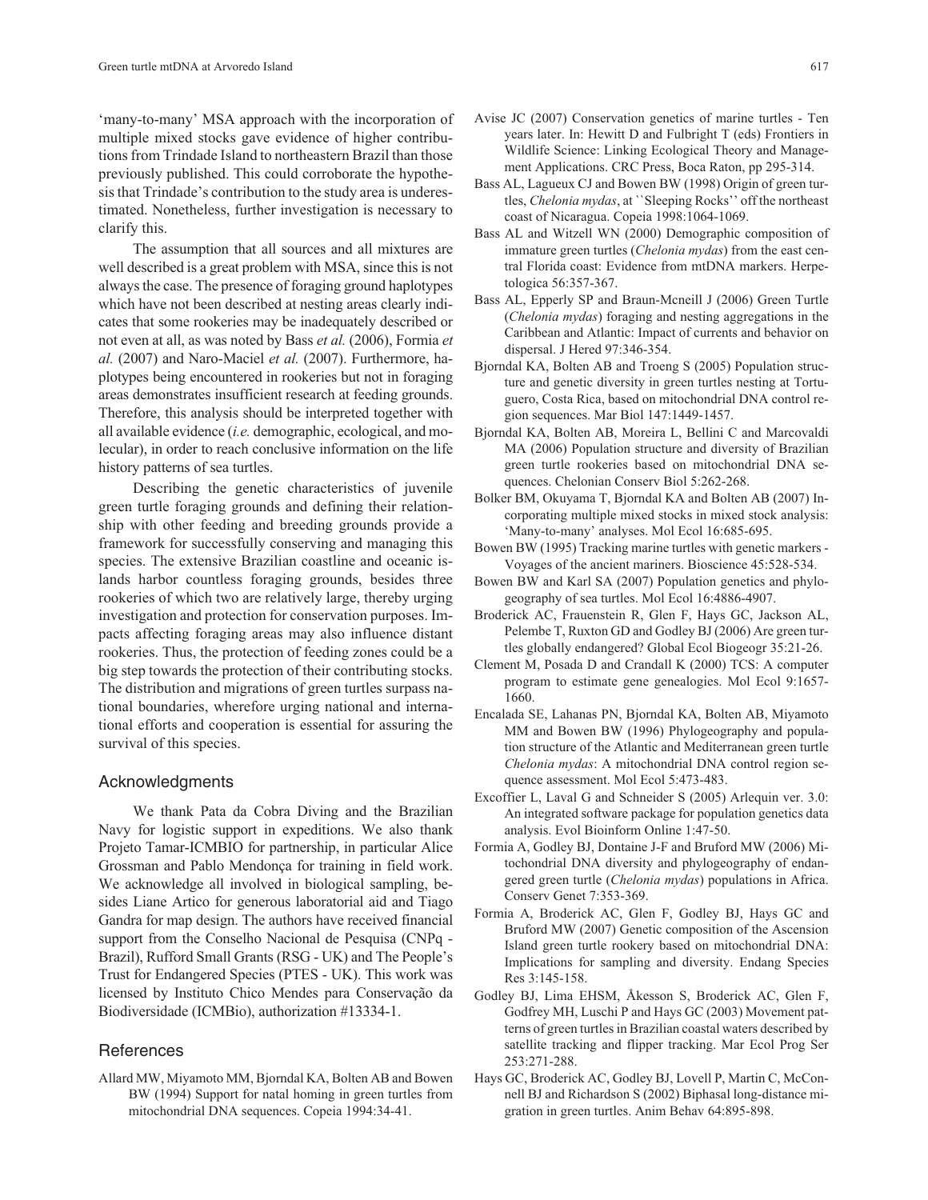'many-to-many' MSA approach with the incorporation of multiple mixed stocks gave evidence of higher contributions from Trindade Island to northeastern Brazil than those previously published. This could corroborate the hypothesis that Trindade's contribution to the study area is underestimated. Nonetheless, further investigation is necessary to clarify this.

The assumption that all sources and all mixtures are well described is a great problem with MSA, since this is not always the case. The presence of foraging ground haplotypes which have not been described at nesting areas clearly indicates that some rookeries may be inadequately described or not even at all, as was noted by Bass *et al.* (2006), Formia *et al.* (2007) and Naro-Maciel *et al.* (2007). Furthermore, haplotypes being encountered in rookeries but not in foraging areas demonstrates insufficient research at feeding grounds. Therefore, this analysis should be interpreted together with all available evidence (*i.e.* demographic, ecological, and molecular), in order to reach conclusive information on the life history patterns of sea turtles.

Describing the genetic characteristics of juvenile green turtle foraging grounds and defining their relationship with other feeding and breeding grounds provide a framework for successfully conserving and managing this species. The extensive Brazilian coastline and oceanic islands harbor countless foraging grounds, besides three rookeries of which two are relatively large, thereby urging investigation and protection for conservation purposes. Impacts affecting foraging areas may also influence distant rookeries. Thus, the protection of feeding zones could be a big step towards the protection of their contributing stocks. The distribution and migrations of green turtles surpass national boundaries, wherefore urging national and international efforts and cooperation is essential for assuring the survival of this species.

## Acknowledgments

We thank Pata da Cobra Diving and the Brazilian Navy for logistic support in expeditions. We also thank Projeto Tamar-ICMBIO for partnership, in particular Alice Grossman and Pablo Mendonça for training in field work. We acknowledge all involved in biological sampling, besides Liane Artico for generous laboratorial aid and Tiago Gandra for map design. The authors have received financial support from the Conselho Nacional de Pesquisa (CNPq - Brazil), Rufford Small Grants (RSG - UK) and The People's Trust for Endangered Species (PTES - UK). This work was licensed by Instituto Chico Mendes para Conservação da Biodiversidade (ICMBio), authorization #13334-1.

## References

Allard MW, Miyamoto MM, Bjorndal KA, Bolten AB and Bowen BW (1994) Support for natal homing in green turtles from mitochondrial DNA sequences. Copeia 1994:34-41.

Avise JC (2007) Conservation genetics of marine turtles - Ten years later. In: Hewitt D and Fulbright T (eds) Frontiers in Wildlife Science: Linking Ecological Theory and Management Applications. CRC Press, Boca Raton, pp 295-314.

Bass AL, Lagueux CJ and Bowen BW (1998) Origin of green turtles, *Chelonia mydas*, at ``Sleeping Rocks'' off the northeast coast of Nicaragua. Copeia 1998:1064-1069.

Bass AL and Witzell WN (2000) Demographic composition of immature green turtles (*Chelonia mydas*) from the east central Florida coast: Evidence from mtDNA markers. Herpetologica 56:357-367.

Bass AL, Epperly SP and Braun-Mcneill J (2006) Green Turtle (*Chelonia mydas*) foraging and nesting aggregations in the Caribbean and Atlantic: Impact of currents and behavior on dispersal. J Hered 97:346-354.

Bjorndal KA, Bolten AB and Troeng S (2005) Population structure and genetic diversity in green turtles nesting at Tortuguero, Costa Rica, based on mitochondrial DNA control region sequences. Mar Biol 147:1449-1457.

Bjorndal KA, Bolten AB, Moreira L, Bellini C and Marcovaldi MA (2006) Population structure and diversity of Brazilian green turtle rookeries based on mitochondrial DNA sequences. Chelonian Conserv Biol 5:262-268.

Bolker BM, Okuyama T, Bjorndal KA and Bolten AB (2007) Incorporating multiple mixed stocks in mixed stock analysis: 'Many-to-many' analyses. Mol Ecol 16:685-695.

Bowen BW (1995) Tracking marine turtles with genetic markers - Voyages of the ancient mariners. Bioscience 45:528-534.

Bowen BW and Karl SA (2007) Population genetics and phylogeography of sea turtles. Mol Ecol 16:4886-4907.

Broderick AC, Frauenstein R, Glen F, Hays GC, Jackson AL, Pelembe T, Ruxton GD and Godley BJ (2006) Are green turtles globally endangered? Global Ecol Biogeogr 35:21-26.

Clement M, Posada D and Crandall K (2000) TCS: A computer program to estimate gene genealogies. Mol Ecol 9:1657-1660.

Encalada SE, Lahanas PN, Bjorndal KA, Bolten AB, Miyamoto MM and Bowen BW (1996) Phylogeography and population structure of the Atlantic and Mediterranean green turtle *Chelonia mydas*: A mitochondrial DNA control region sequence assessment. Mol Ecol 5:473-483.

Excoffier L, Laval G and Schneider S (2005) Arlequin ver. 3.0: An integrated software package for population genetics data analysis. Evol Bioinform Online 1:47-50.

Formia A, Godley BJ, Dontaine J-F and Bruford MW (2006) Mitochondrial DNA diversity and phylogeography of endangered green turtle (*Chelonia mydas*) populations in Africa. Conserv Genet 7:353-369.

Formia A, Broderick AC, Glen F, Godley BJ, Hays GC and Bruford MW (2007) Genetic composition of the Ascension Island green turtle rookery based on mitochondrial DNA: Implications for sampling and diversity. Endang Species Res 3:145-158.

Godley BJ, Lima EHSM, Åkesson S, Broderick AC, Glen F, Godfrey MH, Luschi P and Hays GC (2003) Movement patterns of green turtles in Brazilian coastal waters described by satellite tracking and flipper tracking. Mar Ecol Prog Ser 253:271-288.

Hays GC, Broderick AC, Godley BJ, Lovell P, Martin C, McConnell BJ and Richardson S (2002) Biphasal long-distance migration in green turtles. Anim Behav 64:895-898.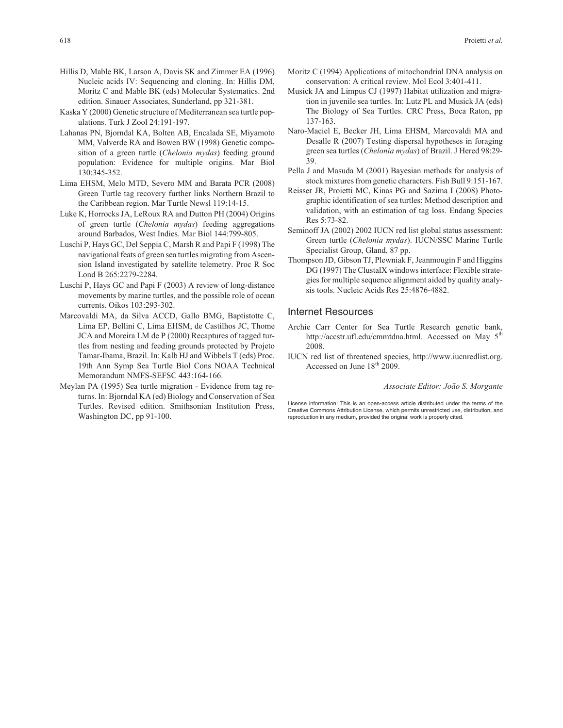Hillis D, Mable BK, Larson A, Davis SK and Zimmer EA (1996) Nucleic acids IV: Sequencing and cloning. In: Hillis DM, Moritz C and Mable BK (eds) Molecular Systematics. 2nd edition. Sinauer Associates, Sunderland, pp 321-381.

Kaska Y (2000) Genetic structure of Mediterranean sea turtle populations. Turk J Zool 24:191-197.

Lahanas PN, Bjorndal KA, Bolten AB, Encalada SE, Miyamoto MM, Valverde RA and Bowen BW (1998) Genetic composition of a green turtle (*Chelonia mydas*) feeding ground population: Evidence for multiple origins. Mar Biol 130:345-352.

Lima EHSM, Melo MTD, Severo MM and Barata PCR (2008) Green Turtle tag recovery further links Northern Brazil to the Caribbean region. Mar Turtle Newsl 119:14-15.

Luke K, Horrocks JA, LeRoux RA and Dutton PH (2004) Origins of green turtle (*Chelonia mydas*) feeding aggregations around Barbados, West Indies. Mar Biol 144:799-805.

Luschi P, Hays GC, Del Seppia C, Marsh R and Papi F (1998) The navigational feats of green sea turtles migrating from Ascension Island investigated by satellite telemetry. Proc R Soc Lond B 265:2279-2284.

Luschi P, Hays GC and Papi F (2003) A review of long-distance movements by marine turtles, and the possible role of ocean currents. Oikos 103:293-302.

Marcovaldi MA, da Silva ACCD, Gallo BMG, Baptistotte C, Lima EP, Bellini C, Lima EHSM, de Castilhos JC, Thome JCA and Moreira LM de P (2000) Recaptures of tagged turtles from nesting and feeding grounds protected by Projeto Tamar-Ibama, Brazil. In: Kalb HJ and Wibbels T (eds) Proc. 19th Ann Symp Sea Turtle Biol Cons NOAA Technical Memorandum NMFS-SEFSC 443:164-166.

Meylan PA (1995) Sea turtle migration - Evidence from tag returns. In: Bjorndal KA (ed) Biology and Conservation of Sea Turtles. Revised edition. Smithsonian Institution Press, Washington DC, pp 91-100.

Moritz C (1994) Applications of mitochondrial DNA analysis on conservation: A critical review. Mol Ecol 3:401-411.

Musick JA and Limpus CJ (1997) Habitat utilization and migration in juvenile sea turtles. In: Lutz PL and Musick JA (eds) The Biology of Sea Turtles. CRC Press, Boca Raton, pp 137-163.

Naro-Maciel E, Becker JH, Lima EHSM, Marcovaldi MA and Desalle R (2007) Testing dispersal hypotheses in foraging green sea turtles (*Chelonia mydas*) of Brazil. J Hered 98:29-39.

Pella J and Masuda M (2001) Bayesian methods for analysis of stock mixtures from genetic characters. Fish Bull 9:151-167.

Reisser JR, Proietti MC, Kinas PG and Sazima I (2008) Photographic identification of sea turtles: Method description and validation, with an estimation of tag loss. Endang Species Res 5:73-82.

Seminoff JA (2002) 2002 IUCN red list global status assessment: Green turtle (*Chelonia mydas*). IUCN/SSC Marine Turtle Specialist Group, Gland, 87 pp.

Thompson JD, Gibson TJ, Plewniak F, Jeanmougin F and Higgins DG (1997) The ClustalX windows interface: Flexible strategies for multiple sequence alignment aided by quality analysis tools. Nucleic Acids Res 25:4876-4882.

## Internet Resources

Archie Carr Center for Sea Turtle Research genetic bank, http://accstr.ufl.edu/cmmtdna.html. Accessed on May 5th 2008.

IUCN red list of threatened species, http://www.iucnredlist.org. Accessed on June 18th 2009.

*Associate Editor: João S. Morgante*

License information: This is an open-access article distributed under the terms of the Creative Commons Attribution License, which permits unrestricted use, distribution, and reproduction in any medium, provided the original work is properly cited.